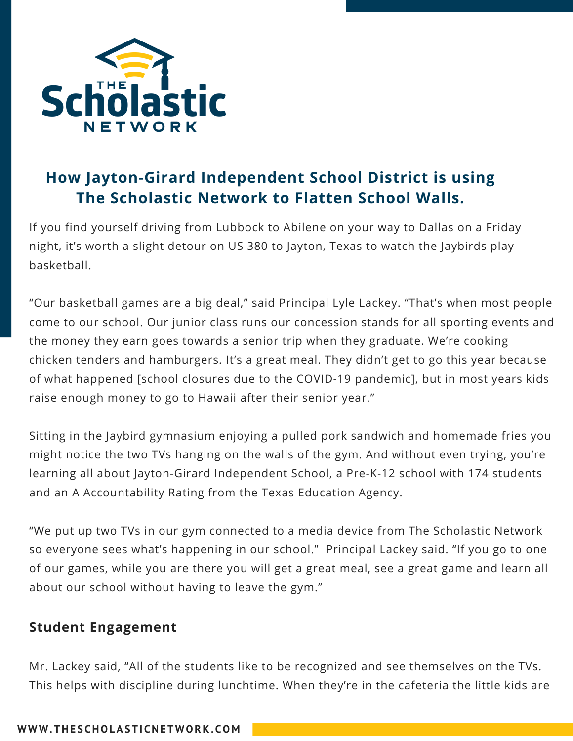# How Jayton-Girard Independent School District is using The Scholastic Network to Flatten School Walls.

If you find yourself driving from Lubbock to Abilene on your way to Dallas on a Friday night, it's worth a slight detour on US 380 to Jayton, Texas to watch the Jaybirds play basketball.

"Our basketball games are a big deal," said Principal Lyle Lackey. "That's when most people come to our school. Our junior class runs our concession stands for all sporting events and the money they earn goes towards a senior trip when they graduate. We're cooking chicken tenders and hamburgers. It's a great meal. They didn't get to go this year because of what happened [school closures due to the COVID-19 pandemic], but in most years kids raise enough money to go to Hawaii after their senior year."

Sitting in the Jaybird gymnasium enjoying a pulled pork sandwich and homemade fries you might notice the two TVs hanging on the walls of the gym. And without even trying, you're learning all about Jayton-Girard Independent School, a Pre-K-12 school with 174 students and an A Accountability Rating from the Texas Education Agency.

"We put up two TVs in our gym connected to a media device from The Scholastic Network so everyone sees what's happening in our school." Principal Lackey said. "If you go to one of our games, while you are there you will get a great meal, see a great game and learn all about our school without having to leave the gym."

## Student Engagement

Mr. Lackey said, "All of the students like to be recognized and see themselves on the TVs. This helps with discipline during lunchtime. When they're in the cafeteria the little kids are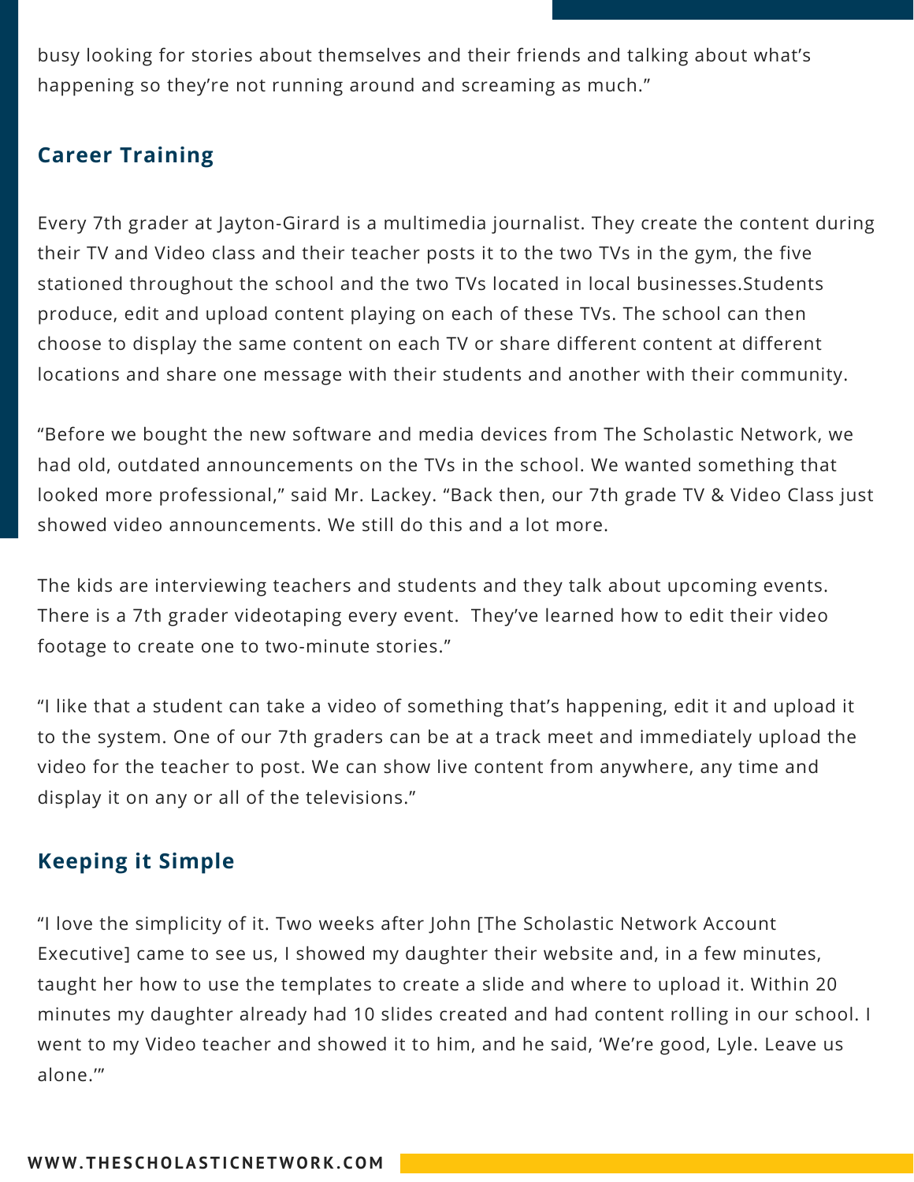busy looking for stories about themselves and their friends and talking about what's happening so they're not running around and screaming as much."

## Career Training

Every 7th grader at Jayton-Girard is a multimedia journalist. They create the content during their TV and Video class and their teacher posts it to the two TVs in the gym, the five stationed throughout the school and the two TVs located in local businesses.Students produce, edit and upload content playing on each of these TVs. The school can then choose to display the same content on each TV or share different content at different locations and share one message with their students and another with their community.

"Before we bought the new software and media devices from The Scholastic Network, we had old, outdated announcements on the TVs in the school. We wanted something that looked more professional," said Mr. Lackey. "Back then, our 7th grade TV & Video Class just showed video announcements. We still do this and a lot more.

The kids are interviewing teachers and students and they talk about upcoming events. There is a 7th grader videotaping every event. They've learned how to edit their video footage to create one to two-minute stories."

"I like that a student can take a video of something that's happening, edit it and upload it to the system. One of our 7th graders can be at a track meet and immediately upload the video for the teacher to post. We can show live content from anywhere, any time and display it on any or all of the televisions."

## Keeping it Simple

"I love the simplicity of it. Two weeks after John [The Scholastic Network Account Executive] came to see us, I showed my daughter their website and, in a few minutes, taught her how to use the templates to create a slide and where to upload it. Within 20 minutes my daughter already had 10 slides created and had content rolling in our school. I went to my Video teacher and showed it to him, and he said, 'We're good, Lyle. Leave us alone.'"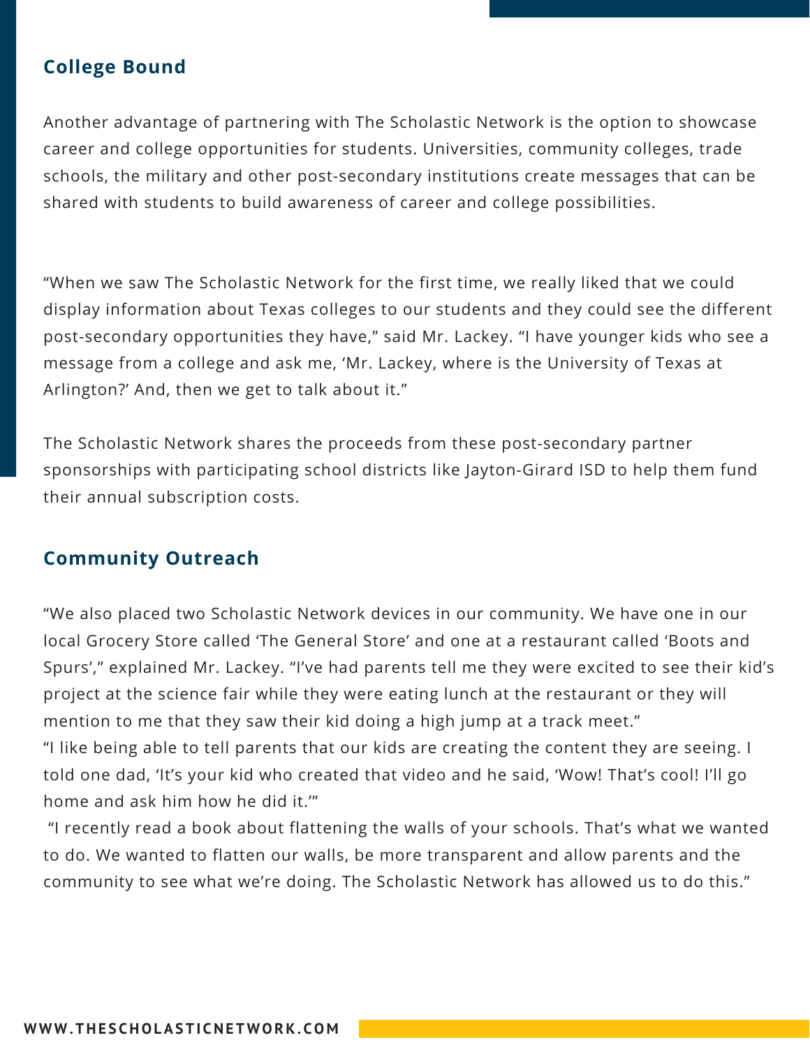## College Bound

Another advantage of partnering with The Scholastic Network is the option to showcase career and college opportunities for students. Universities, community colleges, trade schools, the military and other post-secondary institutions create messages that can be shared with students to build awareness of career and college possibilities.

“When we saw The Scholastic Network for the first time, we really liked that we could display information about Texas colleges to our students and they could see the different post-secondary opportunities they have,” said Mr. Lackey. “I have younger kids who see a message from a college and ask me, ‘Mr. Lackey, where is the University of Texas at Arlington?’ And, then we get to talk about it.”

The Scholastic Network shares the proceeds from these post-secondary partner sponsorships with participating school districts like Jayton-Girard ISD to help them fund their annual subscription costs.

## Community Outreach

“We also placed two Scholastic Network devices in our community. We have one in our local Grocery Store called ‘The General Store’ and one at a restaurant called ‘Boots and Spurs’,” explained Mr. Lackey. “I’ve had parents tell me they were excited to see their kid’s project at the science fair while they were eating lunch at the restaurant or they will mention to me that they saw their kid doing a high jump at a track meet.”

“I like being able to tell parents that our kids are creating the content they are seeing. I told one dad, ‘It’s your kid who created that video and he said, ‘Wow! That’s cool! I’ll go home and ask him how he did it.’”

“I recently read a book about flattening the walls of your schools. That’s what we wanted to do. We wanted to flatten our walls, be more transparent and allow parents and the community to see what we’re doing. The Scholastic Network has allowed us to do this.”